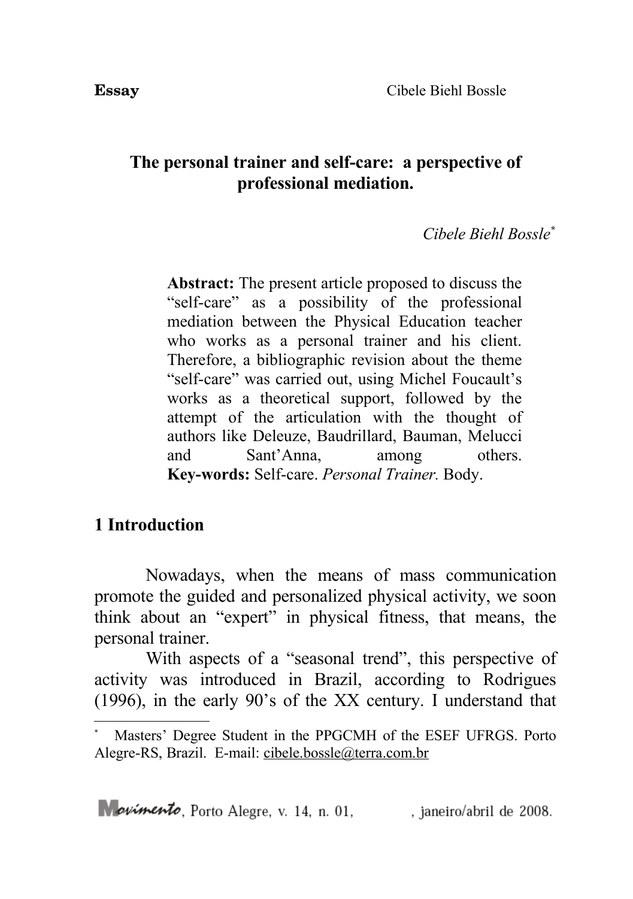**Essay** Cibele Biehl Bossle

## The personal trainer and self-care: a perspective of professional mediation.

*Cibele Biehl Bossle*[*]

**Abstract:** The present article proposed to discuss the "self-care" as a possibility of the professional mediation between the Physical Education teacher who works as a personal trainer and his client. Therefore, a bibliographic revision about the theme "self-care" was carried out, using Michel Foucault's works as a theoretical support, followed by the attempt of the articulation with the thought of authors like Deleuze, Baudrillard, Bauman, Melucci and Sant'Anna, among others.
**Key-words:** Self-care. *Personal Trainer*. Body.

## 1 Introduction

Nowadays, when the means of mass communication promote the guided and personalized physical activity, we soon think about an "expert" in physical fitness, that means, the personal trainer.

With aspects of a "seasonal trend", this perspective of activity was introduced in Brazil, according to Rodrigues (1996), in the early 90's of the XX century. I understand that

---

[*] Masters' Degree Student in the PPGCMH of the ESEF UFRGS. Porto Alegre-RS, Brazil. E-mail: cibele.bossle@terra.com.br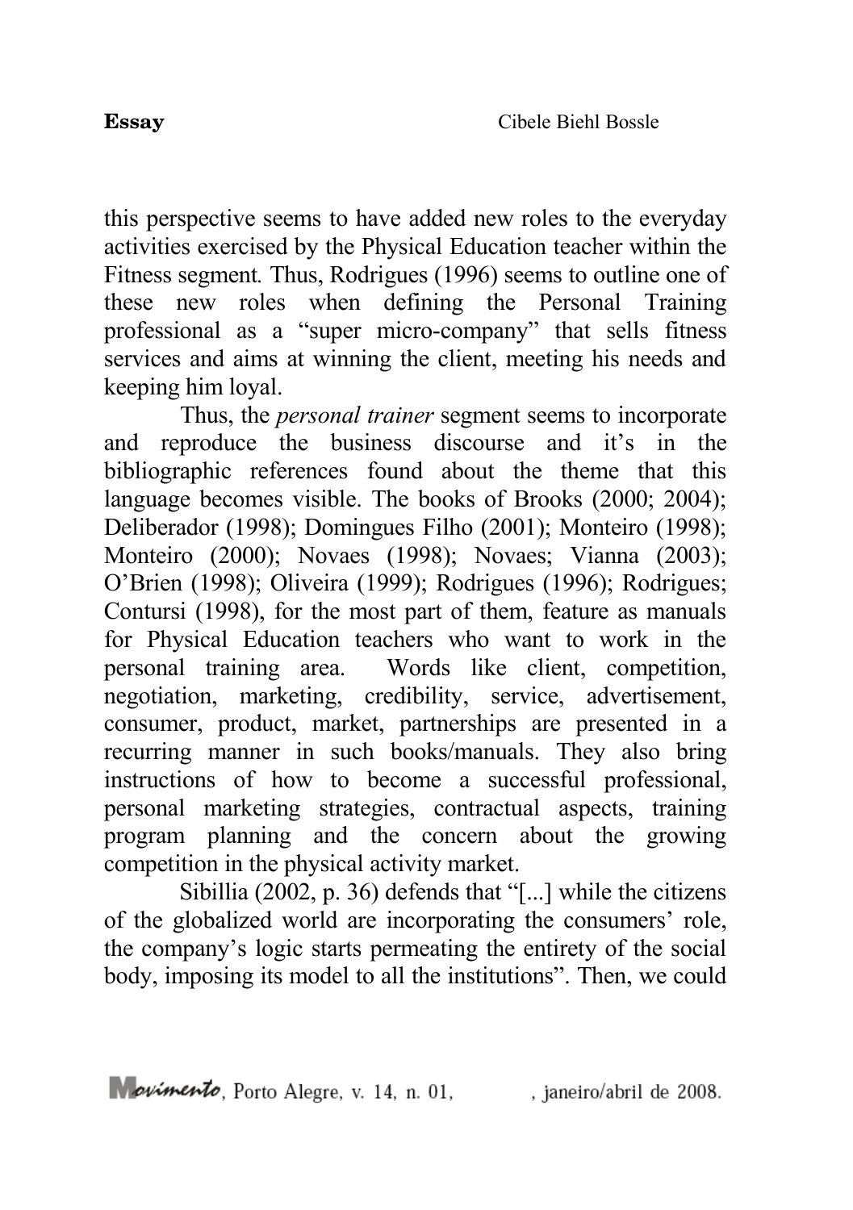this perspective seems to have added new roles to the everyday activities exercised by the Physical Education teacher within the Fitness segment. Thus, Rodrigues (1996) seems to outline one of these new roles when defining the Personal Training professional as a “super micro-company” that sells fitness services and aims at winning the client, meeting his needs and keeping him loyal.

Thus, the *personal trainer* segment seems to incorporate and reproduce the business discourse and it’s in the bibliographic references found about the theme that this language becomes visible. The books of Brooks (2000; 2004); Deliberador (1998); Domingues Filho (2001); Monteiro (1998); Monteiro (2000); Novaes (1998); Novaes; Vianna (2003); O’Brien (1998); Oliveira (1999); Rodrigues (1996); Rodrigues; Contursi (1998), for the most part of them, feature as manuals for Physical Education teachers who want to work in the personal training area. Words like client, competition, negotiation, marketing, credibility, service, advertisement, consumer, product, market, partnerships are presented in a recurring manner in such books/manuals. They also bring instructions of how to become a successful professional, personal marketing strategies, contractual aspects, training program planning and the concern about the growing competition in the physical activity market.

Sibillia (2002, p. 36) defends that “[...] while the citizens of the globalized world are incorporating the consumers’ role, the company’s logic starts permeating the entirety of the social body, imposing its model to all the institutions”. Then, we could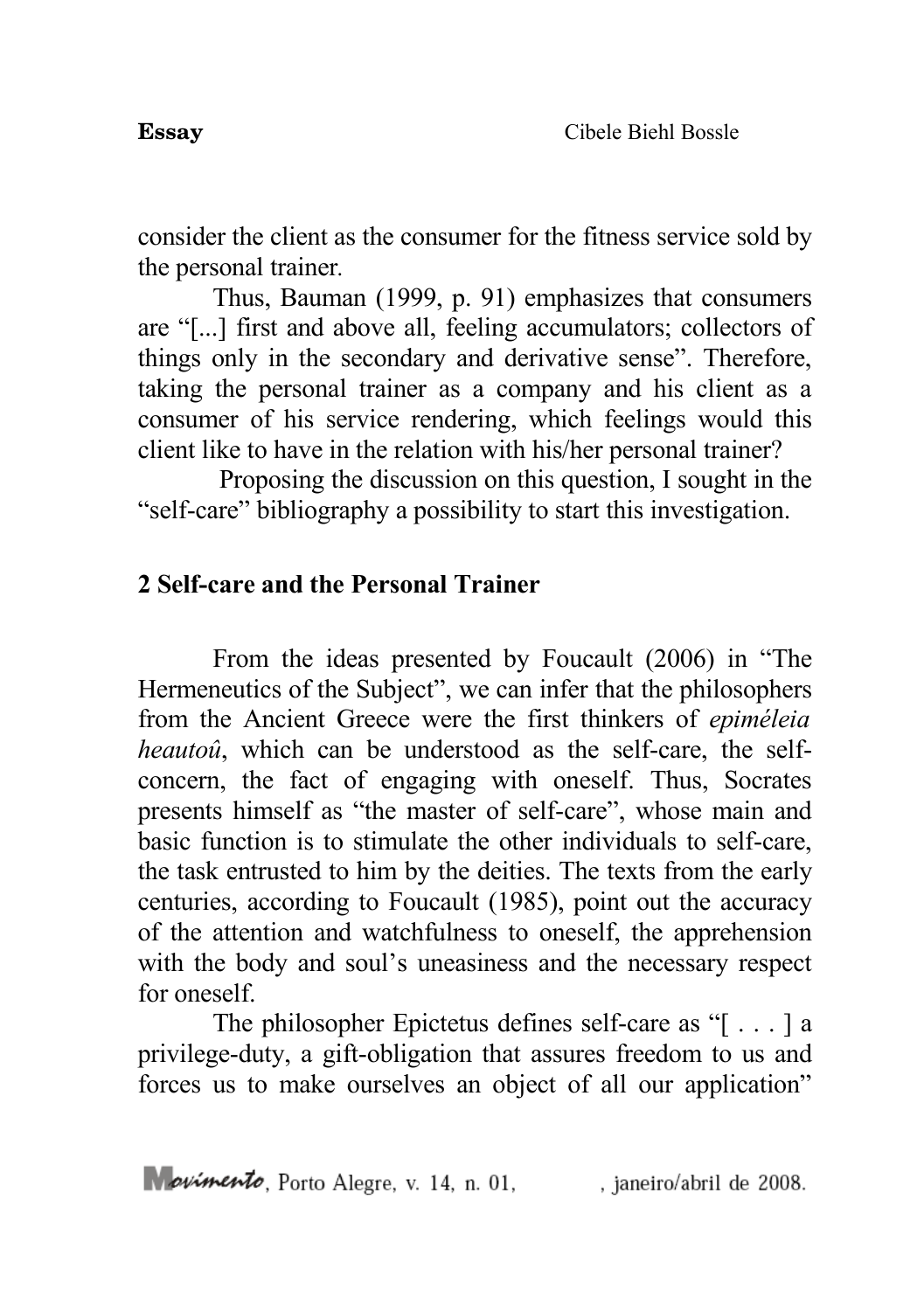consider the client as the consumer for the fitness service sold by the personal trainer.

Thus, Bauman (1999, p. 91) emphasizes that consumers are "[...] first and above all, feeling accumulators; collectors of things only in the secondary and derivative sense". Therefore, taking the personal trainer as a company and his client as a consumer of his service rendering, which feelings would this client like to have in the relation with his/her personal trainer?

Proposing the discussion on this question, I sought in the "self-care" bibliography a possibility to start this investigation.

## 2 Self-care and the Personal Trainer

From the ideas presented by Foucault (2006) in "The Hermeneutics of the Subject", we can infer that the philosophers from the Ancient Greece were the first thinkers of *epiméleia heautoû*, which can be understood as the self-care, the self-concern, the fact of engaging with oneself. Thus, Socrates presents himself as "the master of self-care", whose main and basic function is to stimulate the other individuals to self-care, the task entrusted to him by the deities. The texts from the early centuries, according to Foucault (1985), point out the accuracy of the attention and watchfulness to oneself, the apprehension with the body and soul's uneasiness and the necessary respect for oneself.

The philosopher Epictetus defines self-care as "[ . . . ] a privilege-duty, a gift-obligation that assures freedom to us and forces us to make ourselves an object of all our application"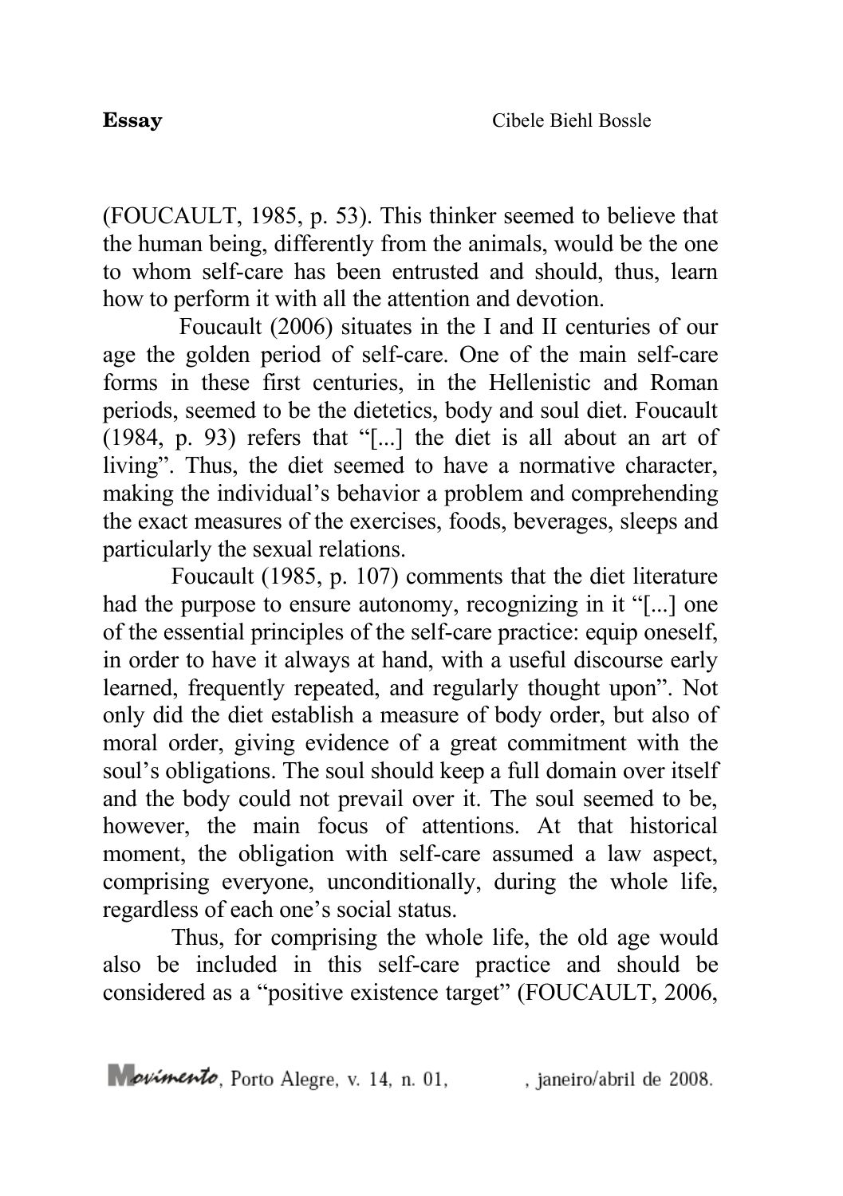(FOUCAULT, 1985, p. 53). This thinker seemed to believe that the human being, differently from the animals, would be the one to whom self-care has been entrusted and should, thus, learn how to perform it with all the attention and devotion.

Foucault (2006) situates in the I and II centuries of our age the golden period of self-care. One of the main self-care forms in these first centuries, in the Hellenistic and Roman periods, seemed to be the dietetics, body and soul diet. Foucault (1984, p. 93) refers that "[...] the diet is all about an art of living". Thus, the diet seemed to have a normative character, making the individual's behavior a problem and comprehending the exact measures of the exercises, foods, beverages, sleeps and particularly the sexual relations.

Foucault (1985, p. 107) comments that the diet literature had the purpose to ensure autonomy, recognizing in it "[...] one of the essential principles of the self-care practice: equip oneself, in order to have it always at hand, with a useful discourse early learned, frequently repeated, and regularly thought upon". Not only did the diet establish a measure of body order, but also of moral order, giving evidence of a great commitment with the soul's obligations. The soul should keep a full domain over itself and the body could not prevail over it. The soul seemed to be, however, the main focus of attentions. At that historical moment, the obligation with self-care assumed a law aspect, comprising everyone, unconditionally, during the whole life, regardless of each one's social status.

Thus, for comprising the whole life, the old age would also be included in this self-care practice and should be considered as a "positive existence target" (FOUCAULT, 2006,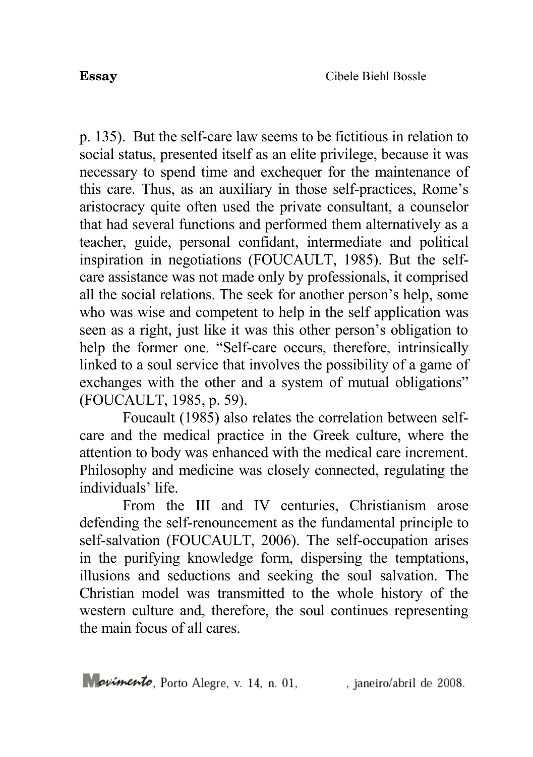p. 135). But the self-care law seems to be fictitious in relation to social status, presented itself as an elite privilege, because it was necessary to spend time and exchequer for the maintenance of this care. Thus, as an auxiliary in those self-practices, Rome's aristocracy quite often used the private consultant, a counselor that had several functions and performed them alternatively as a teacher, guide, personal confidant, intermediate and political inspiration in negotiations (FOUCAULT, 1985). But the self-care assistance was not made only by professionals, it comprised all the social relations. The seek for another person's help, some who was wise and competent to help in the self application was seen as a right, just like it was this other person's obligation to help the former one. "Self-care occurs, therefore, intrinsically linked to a soul service that involves the possibility of a game of exchanges with the other and a system of mutual obligations" (FOUCAULT, 1985, p. 59).

Foucault (1985) also relates the correlation between self-care and the medical practice in the Greek culture, where the attention to body was enhanced with the medical care increment. Philosophy and medicine was closely connected, regulating the individuals' life.

From the III and IV centuries, Christianism arose defending the self-renouncement as the fundamental principle to self-salvation (FOUCAULT, 2006). The self-occupation arises in the purifying knowledge form, dispersing the temptations, illusions and seductions and seeking the soul salvation. The Christian model was transmitted to the whole history of the western culture and, therefore, the soul continues representing the main focus of all cares.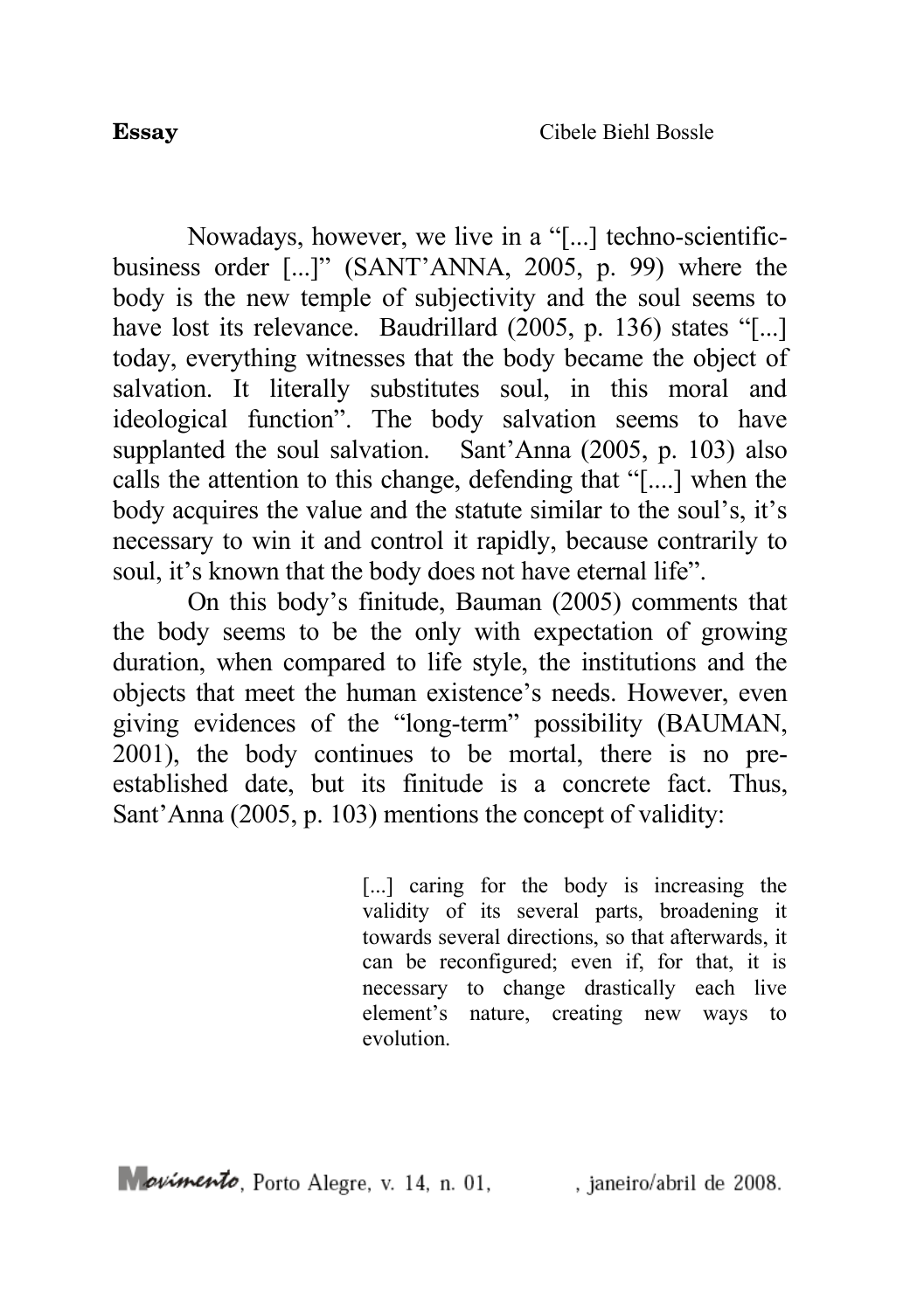Nowadays, however, we live in a “[...] techno-scientific-business order [...]” (SANT’ANNA, 2005, p. 99) where the body is the new temple of subjectivity and the soul seems to have lost its relevance. Baudrillard (2005, p. 136) states “[...] today, everything witnesses that the body became the object of salvation. It literally substitutes soul, in this moral and ideological function”. The body salvation seems to have supplanted the soul salvation. Sant’Anna (2005, p. 103) also calls the attention to this change, defending that “[....] when the body acquires the value and the statute similar to the soul’s, it’s necessary to win it and control it rapidly, because contrarily to soul, it’s known that the body does not have eternal life”.

On this body’s finitude, Bauman (2005) comments that the body seems to be the only with expectation of growing duration, when compared to life style, the institutions and the objects that meet the human existence’s needs. However, even giving evidences of the “long-term” possibility (BAUMAN, 2001), the body continues to be mortal, there is no pre-established date, but its finitude is a concrete fact. Thus, Sant’Anna (2005, p. 103) mentions the concept of validity:

> [...] caring for the body is increasing the validity of its several parts, broadening it towards several directions, so that afterwards, it can be reconfigured; even if, for that, it is necessary to change drastically each live element’s nature, creating new ways to evolution.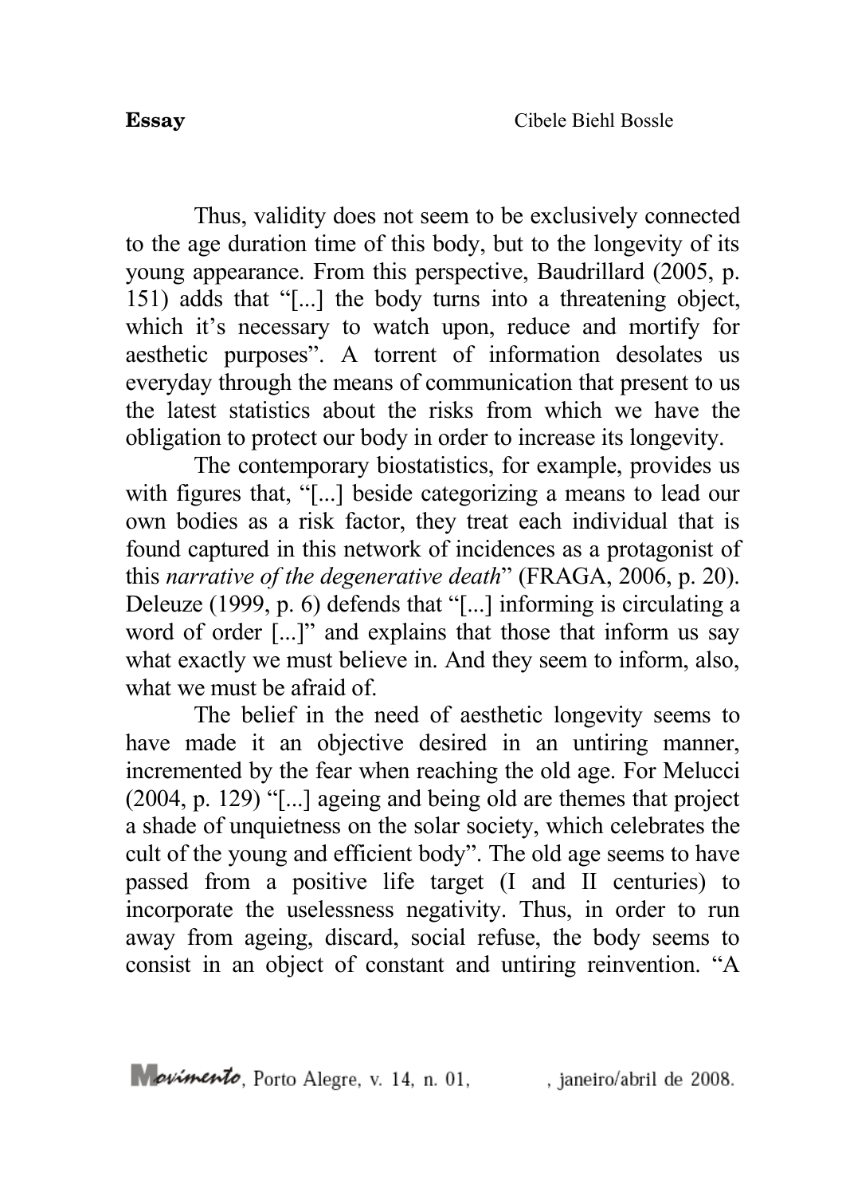Thus, validity does not seem to be exclusively connected to the age duration time of this body, but to the longevity of its young appearance. From this perspective, Baudrillard (2005, p. 151) adds that "[...] the body turns into a threatening object, which it's necessary to watch upon, reduce and mortify for aesthetic purposes". A torrent of information desolates us everyday through the means of communication that present to us the latest statistics about the risks from which we have the obligation to protect our body in order to increase its longevity.

The contemporary biostatistics, for example, provides us with figures that, "[...] beside categorizing a means to lead our own bodies as a risk factor, they treat each individual that is found captured in this network of incidences as a protagonist of this *narrative of the degenerative death*" (FRAGA, 2006, p. 20). Deleuze (1999, p. 6) defends that "[...] informing is circulating a word of order [...]" and explains that those that inform us say what exactly we must believe in. And they seem to inform, also, what we must be afraid of.

The belief in the need of aesthetic longevity seems to have made it an objective desired in an untiring manner, incremented by the fear when reaching the old age. For Melucci (2004, p. 129) "[...] ageing and being old are themes that project a shade of unquietness on the solar society, which celebrates the cult of the young and efficient body". The old age seems to have passed from a positive life target (I and II centuries) to incorporate the uselessness negativity. Thus, in order to run away from ageing, discard, social refuse, the body seems to consist in an object of constant and untiring reinvention. "A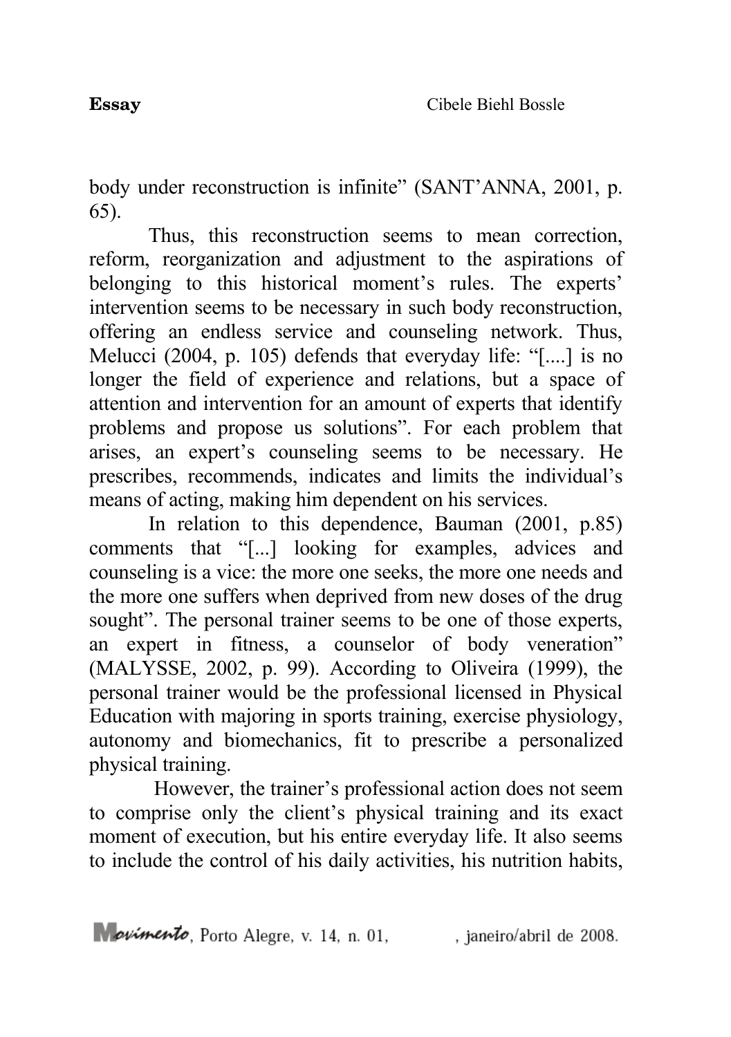body under reconstruction is infinite" (SANT'ANNA, 2001, p. 65).

Thus, this reconstruction seems to mean correction, reform, reorganization and adjustment to the aspirations of belonging to this historical moment's rules. The experts' intervention seems to be necessary in such body reconstruction, offering an endless service and counseling network. Thus, Melucci (2004, p. 105) defends that everyday life: "[....] is no longer the field of experience and relations, but a space of attention and intervention for an amount of experts that identify problems and propose us solutions". For each problem that arises, an expert's counseling seems to be necessary. He prescribes, recommends, indicates and limits the individual's means of acting, making him dependent on his services.

In relation to this dependence, Bauman (2001, p.85) comments that "[...] looking for examples, advices and counseling is a vice: the more one seeks, the more one needs and the more one suffers when deprived from new doses of the drug sought". The personal trainer seems to be one of those experts, an expert in fitness, a counselor of body veneration" (MALYSSE, 2002, p. 99). According to Oliveira (1999), the personal trainer would be the professional licensed in Physical Education with majoring in sports training, exercise physiology, autonomy and biomechanics, fit to prescribe a personalized physical training.

However, the trainer's professional action does not seem to comprise only the client's physical training and its exact moment of execution, but his entire everyday life. It also seems to include the control of his daily activities, his nutrition habits,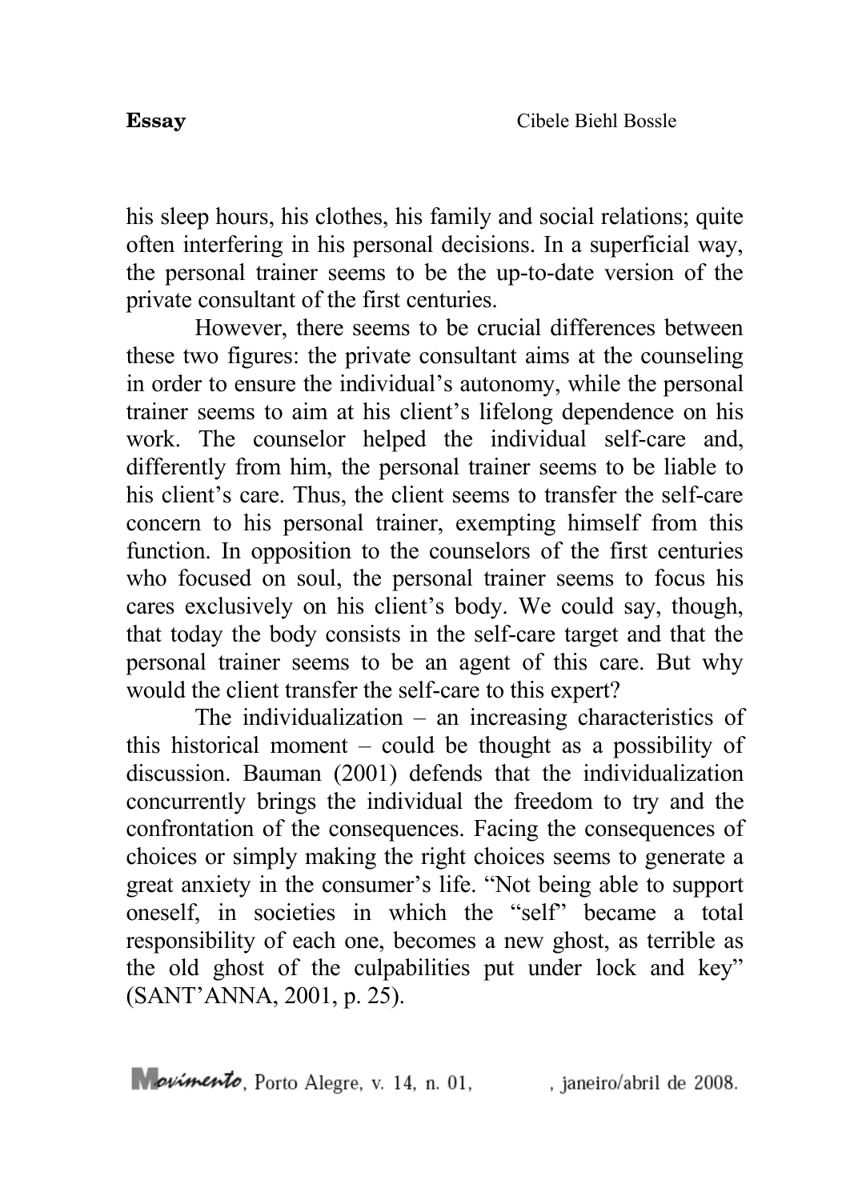his sleep hours, his clothes, his family and social relations; quite often interfering in his personal decisions. In a superficial way, the personal trainer seems to be the up-to-date version of the private consultant of the first centuries.

However, there seems to be crucial differences between these two figures: the private consultant aims at the counseling in order to ensure the individual's autonomy, while the personal trainer seems to aim at his client's lifelong dependence on his work. The counselor helped the individual self-care and, differently from him, the personal trainer seems to be liable to his client's care. Thus, the client seems to transfer the self-care concern to his personal trainer, exempting himself from this function. In opposition to the counselors of the first centuries who focused on soul, the personal trainer seems to focus his cares exclusively on his client's body. We could say, though, that today the body consists in the self-care target and that the personal trainer seems to be an agent of this care. But why would the client transfer the self-care to this expert?

The individualization – an increasing characteristics of this historical moment – could be thought as a possibility of discussion. Bauman (2001) defends that the individualization concurrently brings the individual the freedom to try and the confrontation of the consequences. Facing the consequences of choices or simply making the right choices seems to generate a great anxiety in the consumer's life. "Not being able to support oneself, in societies in which the "self" became a total responsibility of each one, becomes a new ghost, as terrible as the old ghost of the culpabilities put under lock and key" (SANT'ANNA, 2001, p. 25).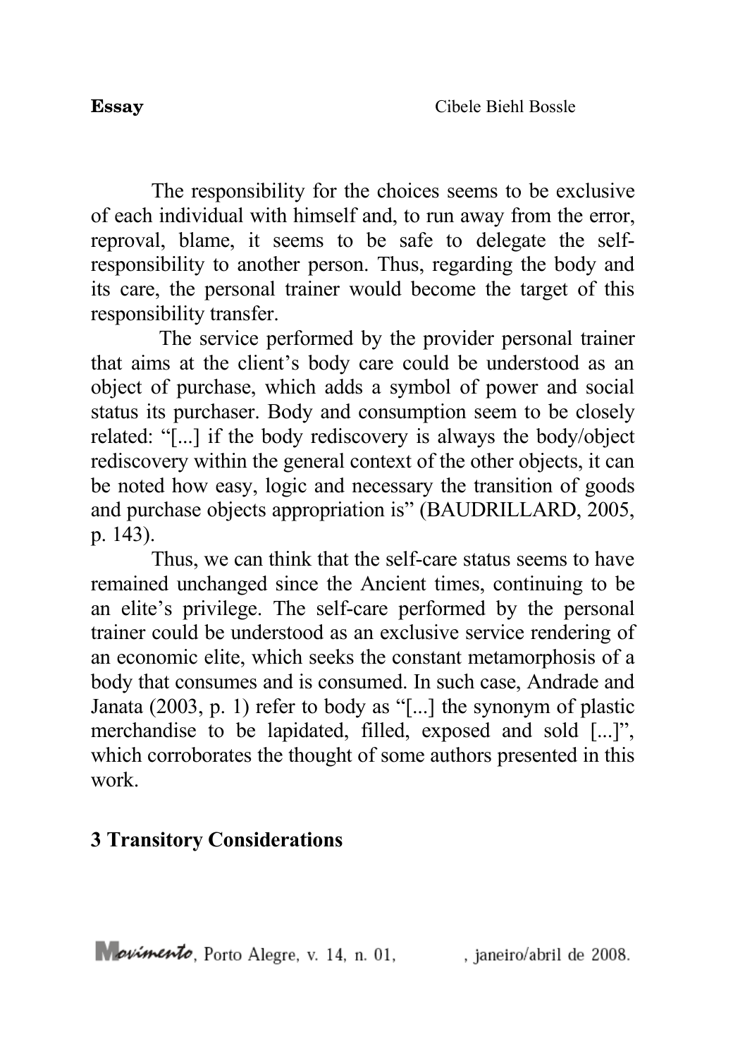The responsibility for the choices seems to be exclusive of each individual with himself and, to run away from the error, reproval, blame, it seems to be safe to delegate the self-responsibility to another person. Thus, regarding the body and its care, the personal trainer would become the target of this responsibility transfer.

The service performed by the provider personal trainer that aims at the client's body care could be understood as an object of purchase, which adds a symbol of power and social status its purchaser. Body and consumption seem to be closely related: "[...] if the body rediscovery is always the body/object rediscovery within the general context of the other objects, it can be noted how easy, logic and necessary the transition of goods and purchase objects appropriation is" (BAUDRILLARD, 2005, p. 143).

Thus, we can think that the self-care status seems to have remained unchanged since the Ancient times, continuing to be an elite's privilege. The self-care performed by the personal trainer could be understood as an exclusive service rendering of an economic elite, which seeks the constant metamorphosis of a body that consumes and is consumed. In such case, Andrade and Janata (2003, p. 1) refer to body as "[...] the synonym of plastic merchandise to be lapidated, filled, exposed and sold [...]", which corroborates the thought of some authors presented in this work.

## 3 Transitory Considerations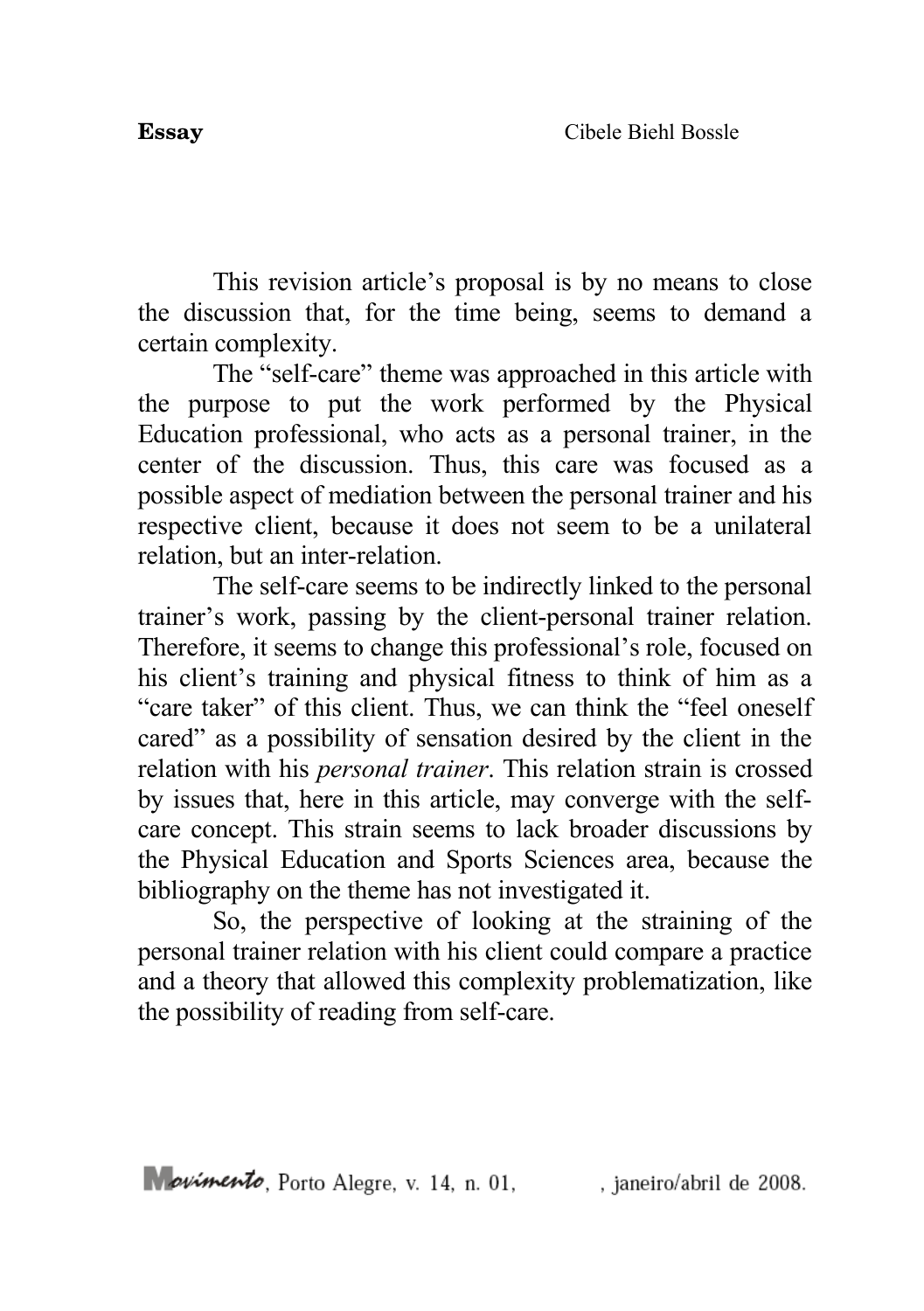This revision article's proposal is by no means to close the discussion that, for the time being, seems to demand a certain complexity.

The "self-care" theme was approached in this article with the purpose to put the work performed by the Physical Education professional, who acts as a personal trainer, in the center of the discussion. Thus, this care was focused as a possible aspect of mediation between the personal trainer and his respective client, because it does not seem to be a unilateral relation, but an inter-relation.

The self-care seems to be indirectly linked to the personal trainer's work, passing by the client-personal trainer relation. Therefore, it seems to change this professional's role, focused on his client's training and physical fitness to think of him as a "care taker" of this client. Thus, we can think the "feel oneself cared" as a possibility of sensation desired by the client in the relation with his *personal trainer*. This relation strain is crossed by issues that, here in this article, may converge with the self-care concept. This strain seems to lack broader discussions by the Physical Education and Sports Sciences area, because the bibliography on the theme has not investigated it.

So, the perspective of looking at the straining of the personal trainer relation with his client could compare a practice and a theory that allowed this complexity problematization, like the possibility of reading from self-care.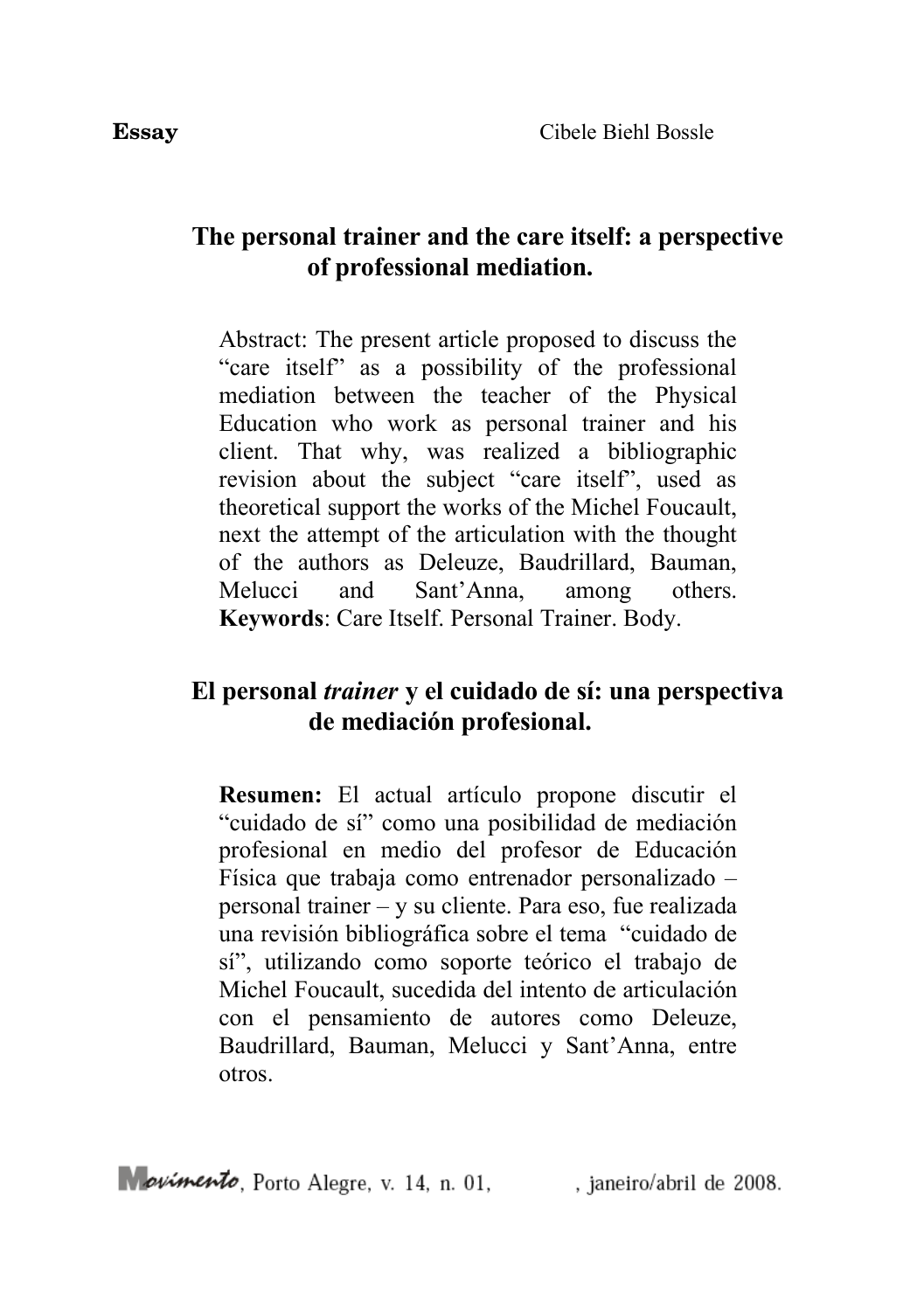**Essay** Cibele Biehl Bossle

# The personal trainer and the care itself: a perspective of professional mediation.

Abstract: The present article proposed to discuss the "care itself" as a possibility of the professional mediation between the teacher of the Physical Education who work as personal trainer and his client. That why, was realized a bibliographic revision about the subject "care itself", used as theoretical support the works of the Michel Foucault, next the attempt of the articulation with the thought of the authors as Deleuze, Baudrillard, Bauman, Melucci and Sant'Anna, among others. **Keywords**: Care Itself. Personal Trainer. Body.

# El personal *trainer* y el cuidado de sí: una perspectiva de mediación profesional.

**Resumen:** El actual artículo propone discutir el "cuidado de sí" como una posibilidad de mediación profesional en medio del profesor de Educación Física que trabaja como entrenador personalizado – personal trainer – y su cliente. Para eso, fue realizada una revisión bibliográfica sobre el tema "cuidado de sí", utilizando como soporte teórico el trabajo de Michel Foucault, sucedida del intento de articulación con el pensamiento de autores como Deleuze, Baudrillard, Bauman, Melucci y Sant'Anna, entre otros.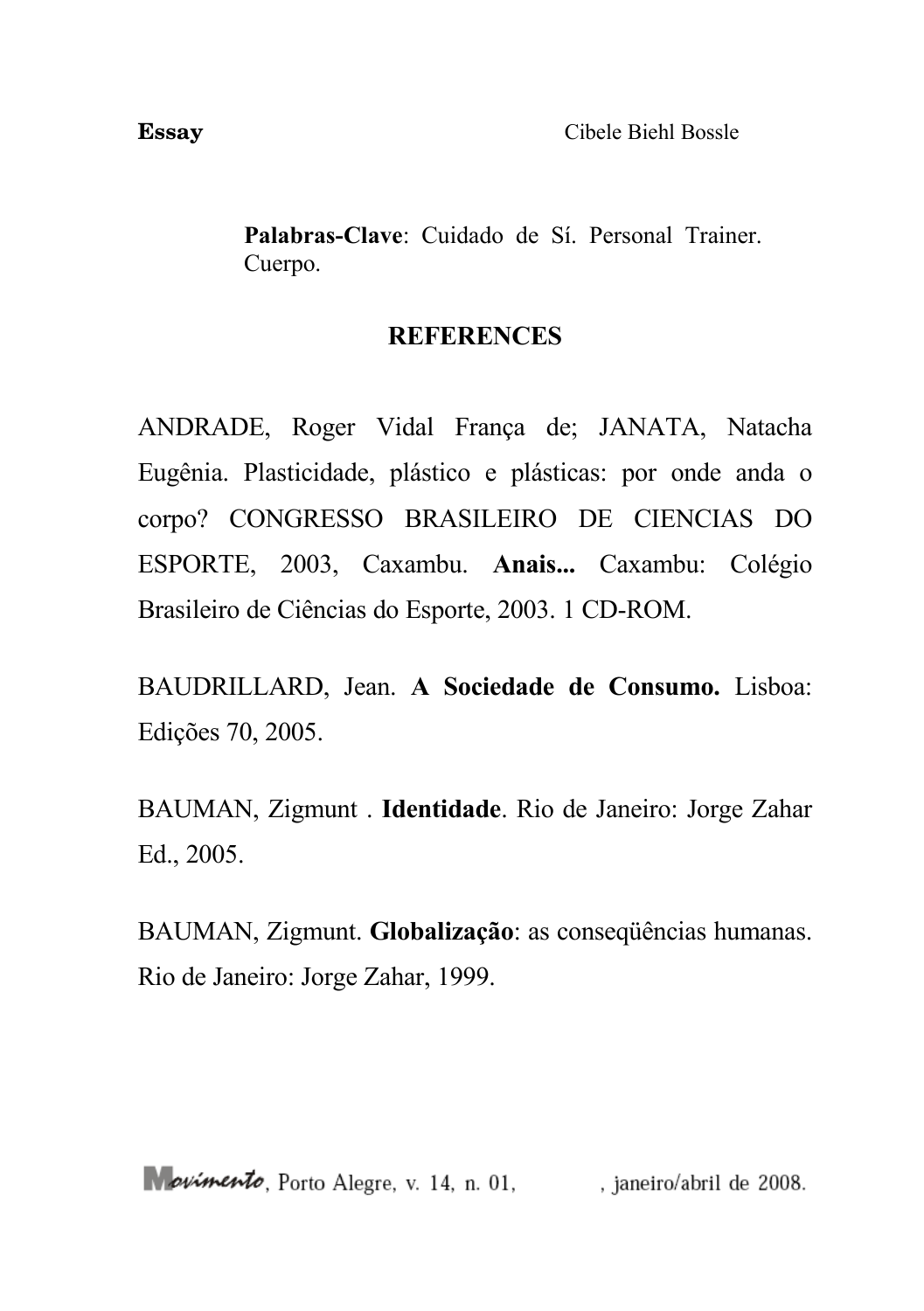**Palabras-Clave**: Cuidado de Sí. Personal Trainer. Cuerpo.

## REFERENCES

ANDRADE, Roger Vidal França de; JANATA, Natacha Eugênia. Plasticidade, plástico e plásticas: por onde anda o corpo? CONGRESSO BRASILEIRO DE CIENCIAS DO ESPORTE, 2003, Caxambu. **Anais...** Caxambu: Colégio Brasileiro de Ciências do Esporte, 2003. 1 CD-ROM.

BAUDRILLARD, Jean. **A Sociedade de Consumo.** Lisboa: Edições 70, 2005.

BAUMAN, Zigmunt . **Identidade**. Rio de Janeiro: Jorge Zahar Ed., 2005.

BAUMAN, Zigmunt. **Globalização**: as conseqüências humanas. Rio de Janeiro: Jorge Zahar, 1999.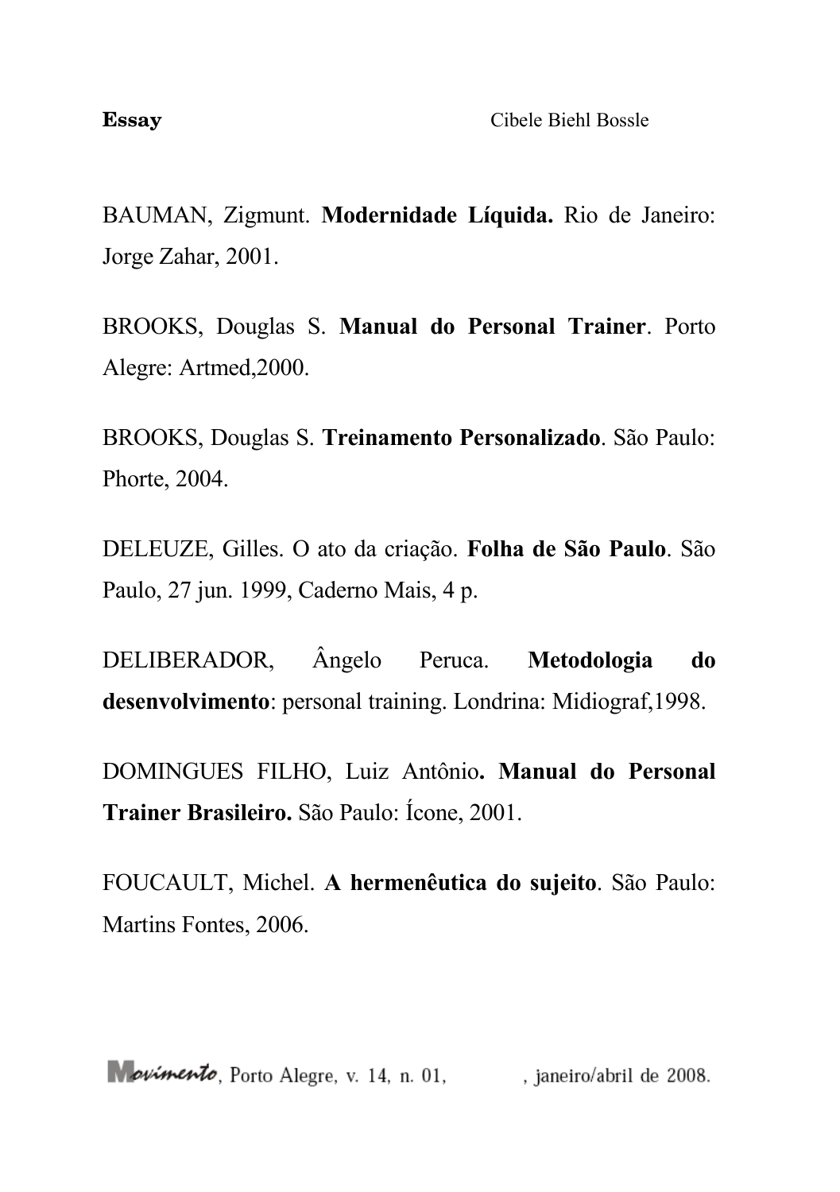BAUMAN, Zigmunt. **Modernidade Líquida.** Rio de Janeiro: Jorge Zahar, 2001.

BROOKS, Douglas S. **Manual do Personal Trainer**. Porto Alegre: Artmed,2000.

BROOKS, Douglas S. **Treinamento Personalizado**. São Paulo: Phorte, 2004.

DELEUZE, Gilles. O ato da criação. **Folha de São Paulo**. São Paulo, 27 jun. 1999, Caderno Mais, 4 p.

DELIBERADOR, Ângelo Peruca. **Metodologia do desenvolvimento**: personal training. Londrina: Midiograf,1998.

DOMINGUES FILHO, Luiz Antônio**. Manual do Personal Trainer Brasileiro.** São Paulo: Ícone, 2001.

FOUCAULT, Michel. **A hermenêutica do sujeito**. São Paulo: Martins Fontes, 2006.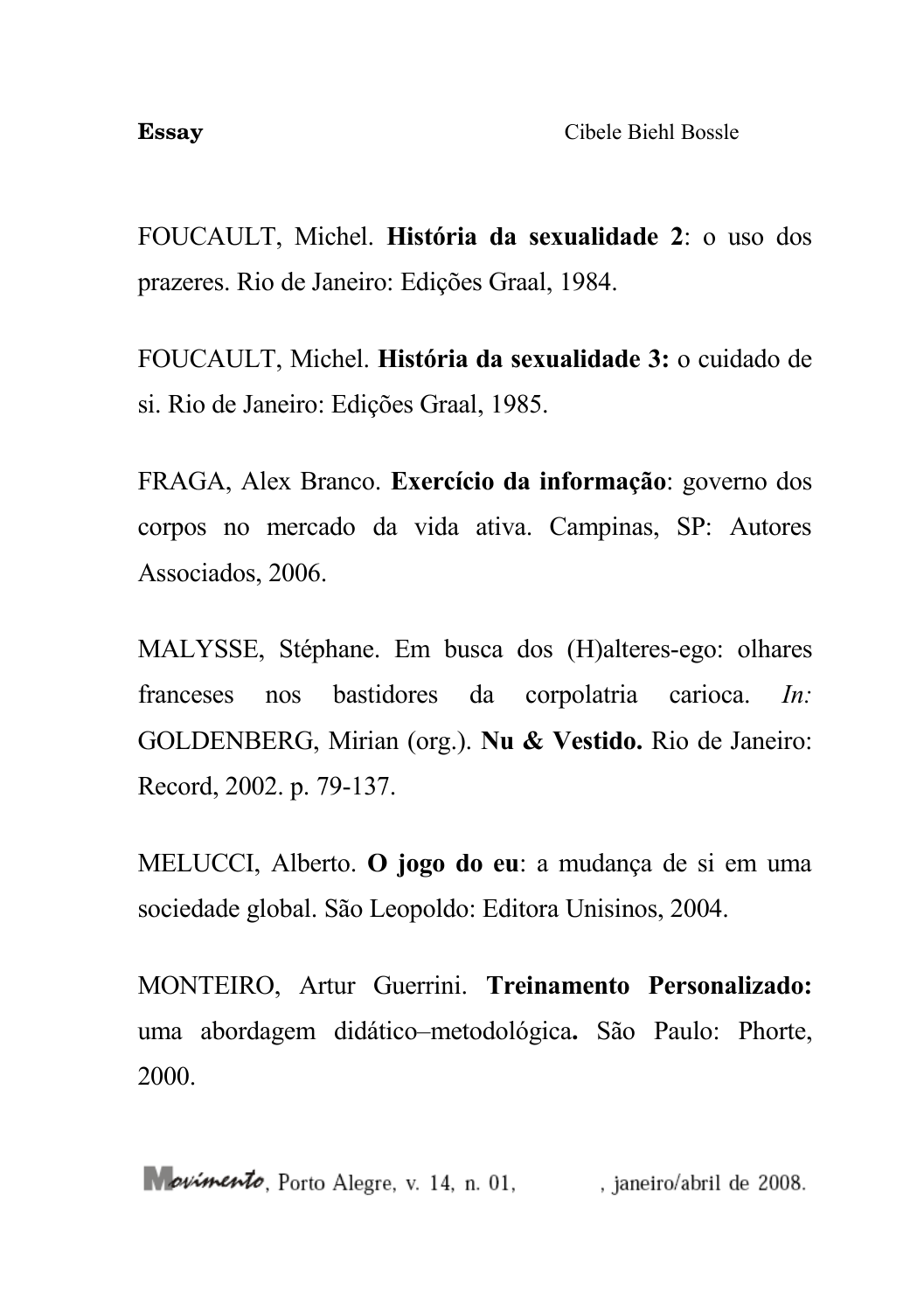FOUCAULT, Michel. **História da sexualidade 2**: o uso dos prazeres. Rio de Janeiro: Edições Graal, 1984.

FOUCAULT, Michel. **História da sexualidade 3:** o cuidado de si. Rio de Janeiro: Edições Graal, 1985.

FRAGA, Alex Branco. **Exercício da informação**: governo dos corpos no mercado da vida ativa. Campinas, SP: Autores Associados, 2006.

MALYSSE, Stéphane. Em busca dos (H)alteres-ego: olhares franceses nos bastidores da corpolatria carioca. *In:* GOLDENBERG, Mirian (org.). **Nu & Vestido.** Rio de Janeiro: Record, 2002. p. 79-137.

MELUCCI, Alberto. **O jogo do eu**: a mudança de si em uma sociedade global. São Leopoldo: Editora Unisinos, 2004.

MONTEIRO, Artur Guerrini. **Treinamento Personalizado:** uma abordagem didático–metodológica**.** São Paulo: Phorte, 2000.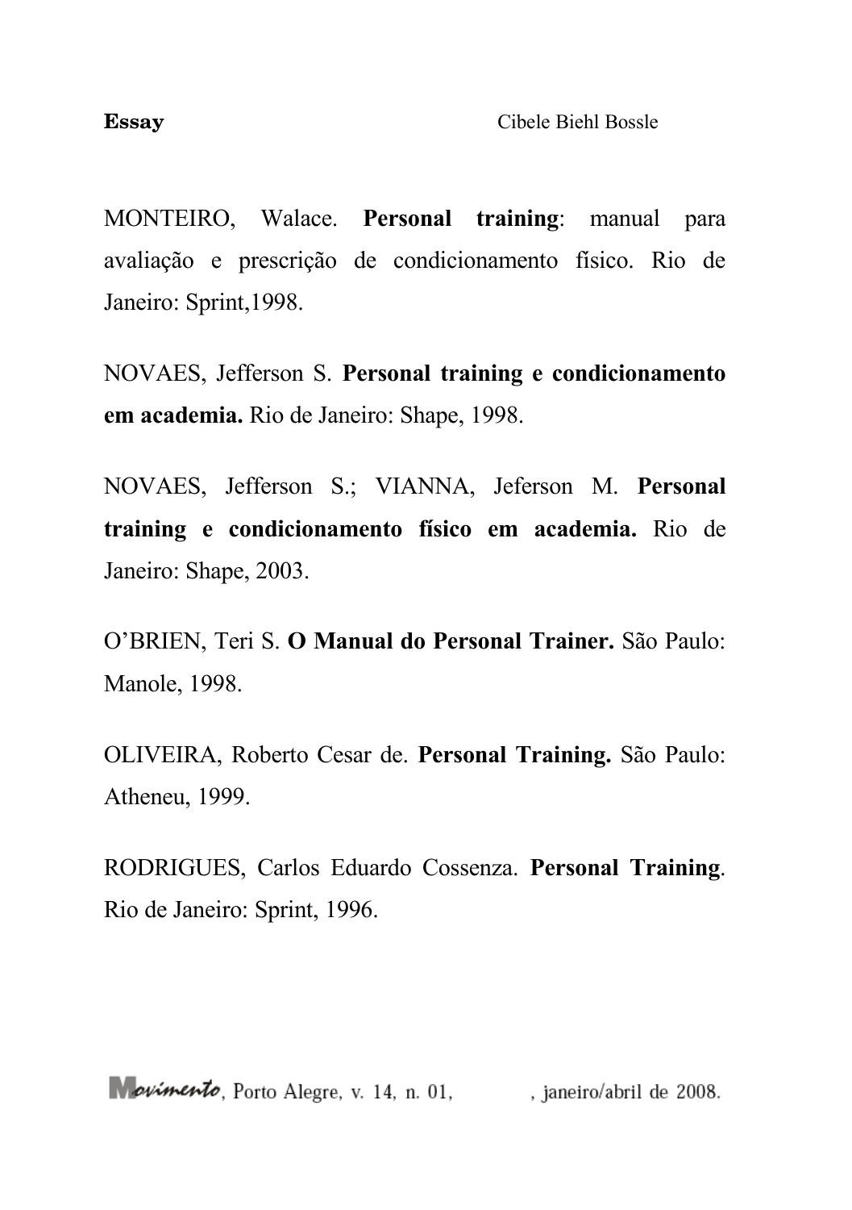MONTEIRO, Walace. **Personal training**: manual para avaliação e prescrição de condicionamento físico. Rio de Janeiro: Sprint,1998.

NOVAES, Jefferson S. **Personal training e condicionamento em academia.** Rio de Janeiro: Shape, 1998.

NOVAES, Jefferson S.; VIANNA, Jeferson M. **Personal training e condicionamento físico em academia.** Rio de Janeiro: Shape, 2003.

O'BRIEN, Teri S. **O Manual do Personal Trainer.** São Paulo: Manole, 1998.

OLIVEIRA, Roberto Cesar de. **Personal Training.** São Paulo: Atheneu, 1999.

RODRIGUES, Carlos Eduardo Cossenza. **Personal Training**. Rio de Janeiro: Sprint, 1996.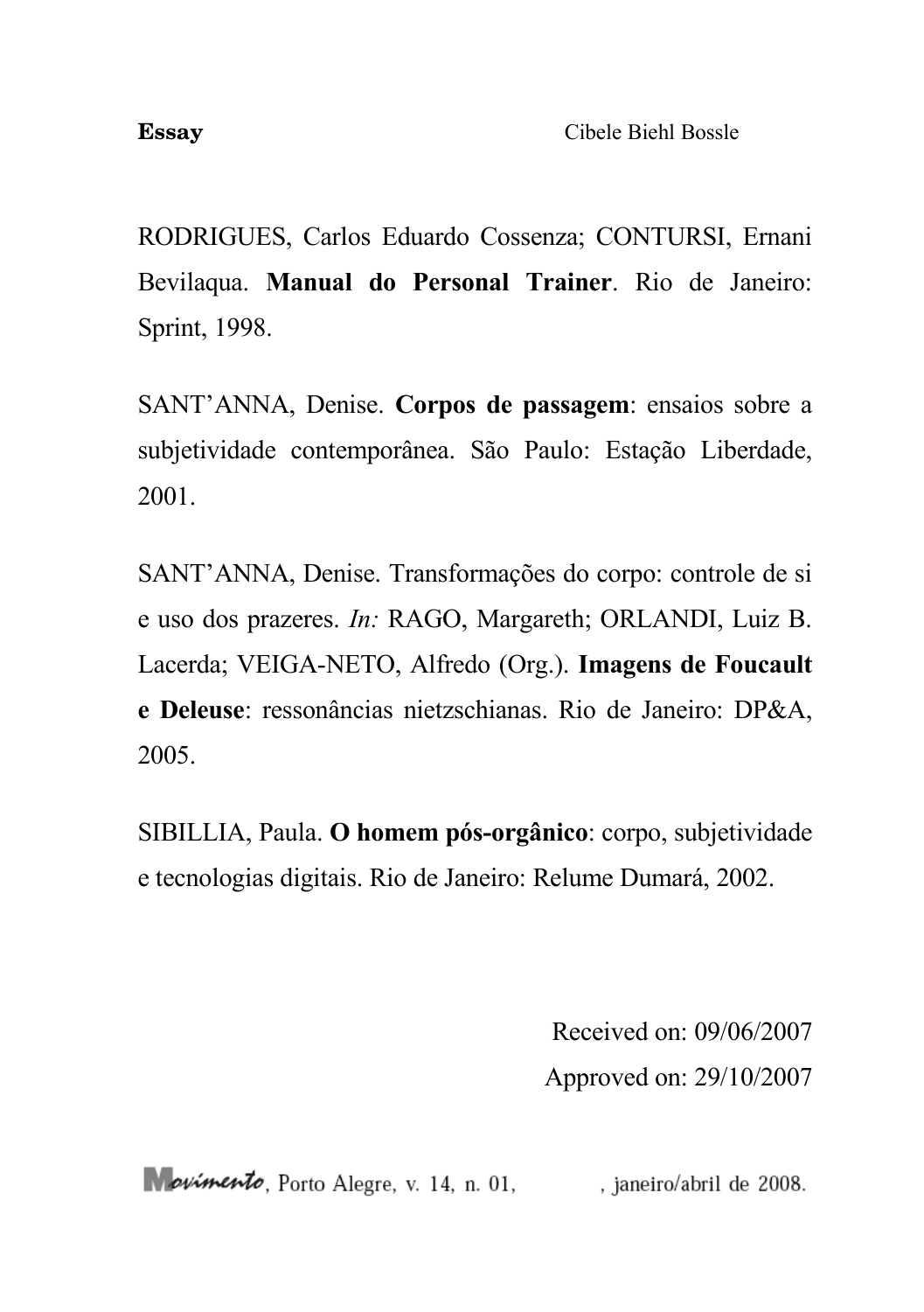RODRIGUES, Carlos Eduardo Cossenza; CONTURSI, Ernani Bevilaqua. **Manual do Personal Trainer**. Rio de Janeiro: Sprint, 1998.

SANT'ANNA, Denise. **Corpos de passagem**: ensaios sobre a subjetividade contemporânea. São Paulo: Estação Liberdade, 2001.

SANT'ANNA, Denise. Transformações do corpo: controle de si e uso dos prazeres. *In:* RAGO, Margareth; ORLANDI, Luiz B. Lacerda; VEIGA-NETO, Alfredo (Org.). **Imagens de Foucault e Deleuse**: ressonâncias nietzschianas. Rio de Janeiro: DP&A, 2005.

SIBILLIA, Paula. **O homem pós-orgânico**: corpo, subjetividade e tecnologias digitais. Rio de Janeiro: Relume Dumará, 2002.

Received on: 09/06/2007

Approved on: 29/10/2007